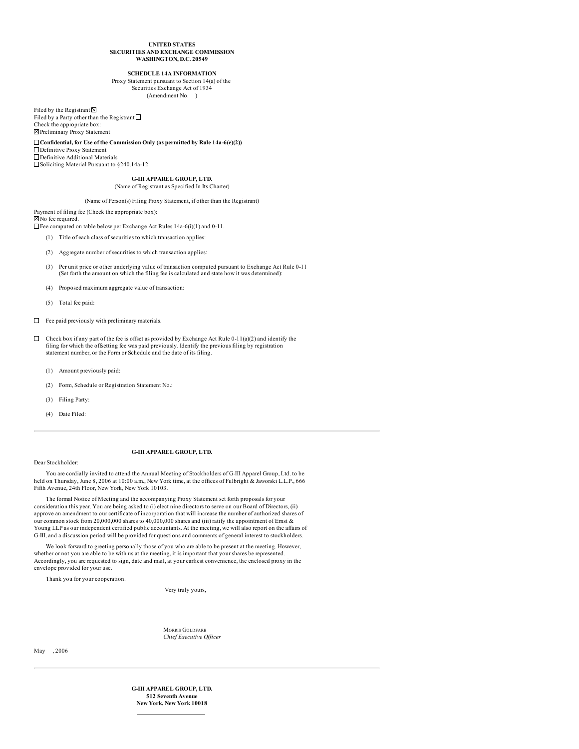**UNITED STATES**
**SECURITIES AND EXCHANGE COMMISSION**
**WASHINGTON, D.C. 20549**

**SCHEDULE 14A INFORMATION**
Proxy Statement pursuant to Section 14(a) of the Securities Exchange Act of 1934
(Amendment No. )

Filed by the Registrant ☒
Filed by a Party other than the Registrant ☐
Check the appropriate box:
☒ Preliminary Proxy Statement

☐ **Confidential, for Use of the Commission Only (as permitted by Rule 14a-6(e)(2))**
☐ Definitive Proxy Statement
☐ Definitive Additional Materials
☐ Soliciting Material Pursuant to §240.14a-12

**G-III APPAREL GROUP, LTD.**
(Name of Registrant as Specified In Its Charter)

(Name of Person(s) Filing Proxy Statement, if other than the Registrant)

Payment of filing fee (Check the appropriate box):
☒ No fee required.
☐ Fee computed on table below per Exchange Act Rules 14a-6(i)(1) and 0-11.

(1) Title of each class of securities to which transaction applies:

(2) Aggregate number of securities to which transaction applies:

(3) Per unit price or other underlying value of transaction computed pursuant to Exchange Act Rule 0-11 (Set forth the amount on which the filing fee is calculated and state how it was determined):

(4) Proposed maximum aggregate value of transaction:

(5) Total fee paid:

☐ Fee paid previously with preliminary materials.

☐ Check box if any part of the fee is offset as provided by Exchange Act Rule 0-11(a)(2) and identify the filing for which the offsetting fee was paid previously. Identify the previous filing by registration statement number, or the Form or Schedule and the date of its filing.

(1) Amount previously paid:

(2) Form, Schedule or Registration Statement No.:

(3) Filing Party:

(4) Date Filed:

---

**G-III APPAREL GROUP, LTD.**

Dear Stockholder:

You are cordially invited to attend the Annual Meeting of Stockholders of G-III Apparel Group, Ltd. to be held on Thursday, June 8, 2006 at 10:00 a.m., New York time, at the offices of Fulbright & Jaworski L.L.P., 666 Fifth Avenue, 24th Floor, New York, New York 10103.

The formal Notice of Meeting and the accompanying Proxy Statement set forth proposals for your consideration this year. You are being asked to (i) elect nine directors to serve on our Board of Directors, (ii) approve an amendment to our certificate of incorporation that will increase the number of authorized shares of our common stock from 20,000,000 shares to 40,000,000 shares and (iii) ratify the appointment of Ernst & Young LLP as our independent certified public accountants. At the meeting, we will also report on the affairs of G-III, and a discussion period will be provided for questions and comments of general interest to stockholders.

We look forward to greeting personally those of you who are able to be present at the meeting. However, whether or not you are able to be with us at the meeting, it is important that your shares be represented. Accordingly, you are requested to sign, date and mail, at your earliest convenience, the enclosed proxy in the envelope provided for your use.

Thank you for your cooperation.

Very truly yours,

MORRIS GOLDFARB
*Chief Executive Officer*

May , 2006

---

**G-III APPAREL GROUP, LTD.**
**512 Seventh Avenue**
**New York, New York 10018**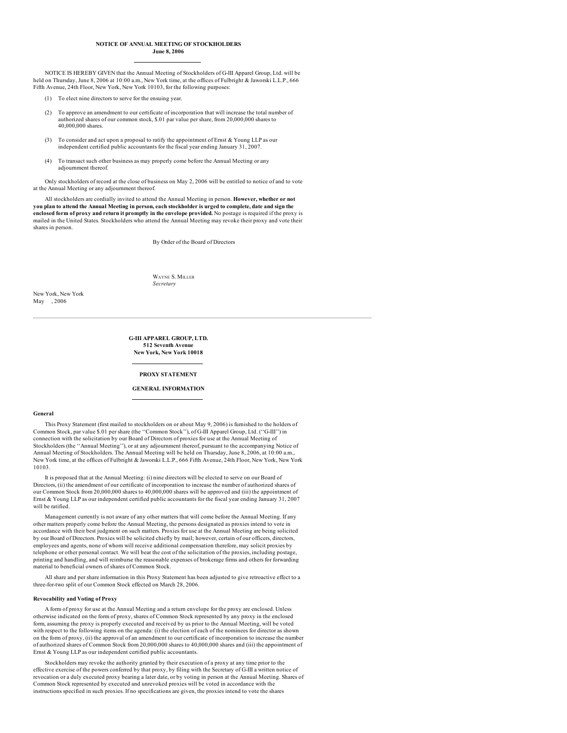**NOTICE OF ANNUAL MEETING OF STOCKHOLDERS**
**June 8, 2006**

NOTICE IS HEREBY GIVEN that the Annual Meeting of Stockholders of G-III Apparel Group, Ltd. will be held on Thursday, June 8, 2006 at 10:00 a.m., New York time, at the offices of Fulbright & Jaworski L.L.P., 666 Fifth Avenue, 24th Floor, New York, New York 10103, for the following purposes:

(1) To elect nine directors to serve for the ensuing year.

(2) To approve an amendment to our certificate of incorporation that will increase the total number of authorized shares of our common stock, $.01 par value per share, from 20,000,000 shares to 40,000,000 shares.

(3) To consider and act upon a proposal to ratify the appointment of Ernst & Young LLP as our independent certified public accountants for the fiscal year ending January 31, 2007.

(4) To transact such other business as may properly come before the Annual Meeting or any adjournment thereof.

Only stockholders of record at the close of business on May 2, 2006 will be entitled to notice of and to vote at the Annual Meeting or any adjournment thereof.

All stockholders are cordially invited to attend the Annual Meeting in person. **However, whether or not you plan to attend the Annual Meeting in person, each stockholder is urged to complete, date and sign the enclosed form of proxy and return it promptly in the envelope provided.** No postage is required if the proxy is mailed in the United States. Stockholders who attend the Annual Meeting may revoke their proxy and vote their shares in person.

By Order of the Board of Directors

WAYNE S. MILLER
*Secretary*

New York, New York
May , 2006

---

**G-III APPAREL GROUP, LTD.**
**512 Seventh Avenue**
**New York, New York 10018**

**PROXY STATEMENT**

**GENERAL INFORMATION**

### General

This Proxy Statement (first mailed to stockholders on or about May 9, 2006) is furnished to the holders of Common Stock, par value $.01 per share (the ''Common Stock''), of G-III Apparel Group, Ltd. (''G-III'') in connection with the solicitation by our Board of Directors of proxies for use at the Annual Meeting of Stockholders (the ''Annual Meeting''), or at any adjournment thereof, pursuant to the accompanying Notice of Annual Meeting of Stockholders. The Annual Meeting will be held on Thursday, June 8, 2006, at 10:00 a.m., New York time, at the offices of Fulbright & Jaworski L.L.P., 666 Fifth Avenue, 24th Floor, New York, New York 10103.

It is proposed that at the Annual Meeting: (i) nine directors will be elected to serve on our Board of Directors, (ii) the amendment of our certificate of incorporation to increase the number of authorized shares of our Common Stock from 20,000,000 shares to 40,000,000 shares will be approved and (iii) the appointment of Ernst & Young LLP as our independent certified public accountants for the fiscal year ending January 31, 2007 will be ratified.

Management currently is not aware of any other matters that will come before the Annual Meeting. If any other matters properly come before the Annual Meeting, the persons designated as proxies intend to vote in accordance with their best judgment on such matters. Proxies for use at the Annual Meeting are being solicited by our Board of Directors. Proxies will be solicited chiefly by mail; however, certain of our officers, directors, employees and agents, none of whom will receive additional compensation therefore, may solicit proxies by telephone or other personal contact. We will bear the cost of the solicitation of the proxies, including postage, printing and handling, and will reimburse the reasonable expenses of brokerage firms and others for forwarding material to beneficial owners of shares of Common Stock.

All share and per share information in this Proxy Statement has been adjusted to give retroactive effect to a three-for-two split of our Common Stock effected on March 28, 2006.

### Revocability and Voting of Proxy

A form of proxy for use at the Annual Meeting and a return envelope for the proxy are enclosed. Unless otherwise indicated on the form of proxy, shares of Common Stock represented by any proxy in the enclosed form, assuming the proxy is properly executed and received by us prior to the Annual Meeting, will be voted with respect to the following items on the agenda: (i) the election of each of the nominees for director as shown on the form of proxy, (ii) the approval of an amendment to our certificate of incorporation to increase the number of authorized shares of Common Stock from 20,000,000 shares to 40,000,000 shares and (iii) the appointment of Ernst & Young LLP as our independent certified public accountants.

Stockholders may revoke the authority granted by their execution of a proxy at any time prior to the effective exercise of the powers conferred by that proxy, by filing with the Secretary of G-III a written notice of revocation or a duly executed proxy bearing a later date, or by voting in person at the Annual Meeting. Shares of Common Stock represented by executed and unrevoked proxies will be voted in accordance with the instructions specified in such proxies. If no specifications are given, the proxies intend to vote the shares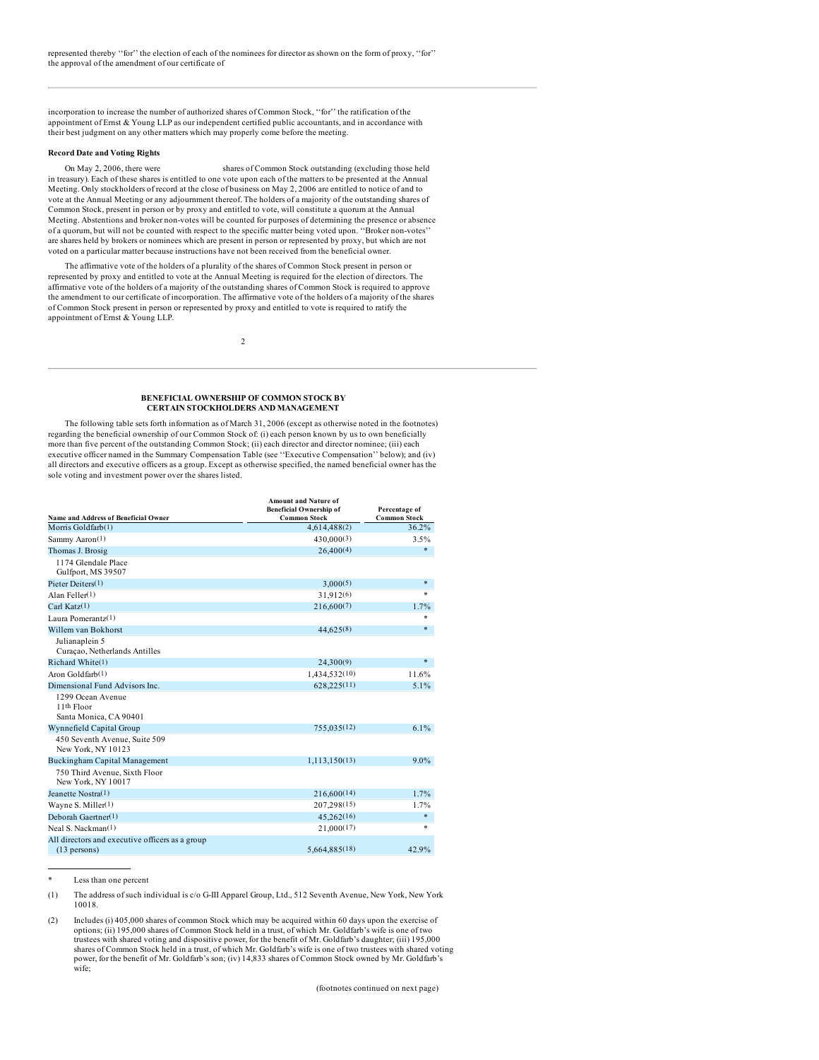represented thereby ''for'' the election of each of the nominees for director as shown on the form of proxy, ''for'' the approval of the amendment of our certificate of

incorporation to increase the number of authorized shares of Common Stock, ''for'' the ratification of the appointment of Ernst & Young LLP as our independent certified public accountants, and in accordance with their best judgment on any other matters which may properly come before the meeting.

**Record Date and Voting Rights**

On May 2, 2006, there were shares of Common Stock outstanding (excluding those held in treasury). Each of these shares is entitled to one vote upon each of the matters to be presented at the Annual Meeting. Only stockholders of record at the close of business on May 2, 2006 are entitled to notice of and to vote at the Annual Meeting or any adjournment thereof. The holders of a majority of the outstanding shares of Common Stock, present in person or by proxy and entitled to vote, will constitute a quorum at the Annual Meeting. Abstentions and broker non-votes will be counted for purposes of determining the presence or absence of a quorum, but will not be counted with respect to the specific matter being voted upon. ''Broker non-votes'' are shares held by brokers or nominees which are present in person or represented by proxy, but which are not voted on a particular matter because instructions have not been received from the beneficial owner.

The affirmative vote of the holders of a plurality of the shares of Common Stock present in person or represented by proxy and entitled to vote at the Annual Meeting is required for the election of directors. The affirmative vote of the holders of a majority of the outstanding shares of Common Stock is required to approve the amendment to our certificate of incorporation. The affirmative vote of the holders of a majority of the shares of Common Stock present in person or represented by proxy and entitled to vote is required to ratify the appointment of Ernst & Young LLP.

## BENEFICIAL OWNERSHIP OF COMMON STOCK BY CERTAIN STOCKHOLDERS AND MANAGEMENT

The following table sets forth information as of March 31, 2006 (except as otherwise noted in the footnotes) regarding the beneficial ownership of our Common Stock of: (i) each person known by us to own beneficially more than five percent of the outstanding Common Stock; (ii) each director and director nominee; (iii) each executive officer named in the Summary Compensation Table (see ''Executive Compensation'' below); and (iv) all directors and executive officers as a group. Except as otherwise specified, the named beneficial owner has the sole voting and investment power over the shares listed.

| Name and Address of Beneficial Owner | Amount and Nature of Beneficial Ownership of Common Stock | Percentage of Common Stock |
|---|---|---|
| Morris Goldfarb(1) | 4,614,488(2) | 36.2% |
| Sammy Aaron(1) | 430,000(3) | 3.5% |
| Thomas J. Brosig<br>1174 Glendale Place<br>Gulfport, MS 39507 | 26,400(4) | * |
| Pieter Deiters(1) | 3,000(5) | * |
| Alan Feller(1) | 31,912(6) | * |
| Carl Katz(1) | 216,600(7) | 1.7% |
| Laura Pomerantz(1) | | * |
| Willem van Bokhorst<br>Julianaplein 5<br>Curaçao, Netherlands Antilles | 44,625(8) | * |
| Richard White(1) | 24,300(9) | * |
| Aron Goldfarb(1) | 1,434,532(10) | 11.6% |
| Dimensional Fund Advisors Inc.<br>1299 Ocean Avenue<br>11th Floor<br>Santa Monica, CA 90401 | 628,225(11) | 5.1% |
| Wynnefield Capital Group<br>450 Seventh Avenue, Suite 509<br>New York, NY 10123 | 755,035(12) | 6.1% |
| Buckingham Capital Management<br>750 Third Avenue, Sixth Floor<br>New York, NY 10017 | 1,113,150(13) | 9.0% |
| Jeanette Nostra(1) | 216,600(14) | 1.7% |
| Wayne S. Miller(1) | 207,298(15) | 1.7% |
| Deborah Gaertner(1) | 45,262(16) | * |
| Neal S. Nackman(1) | 21,000(17) | * |
| All directors and executive officers as a group (13 persons) | 5,664,885(18) | 42.9% |

\* Less than one percent

(1) The address of such individual is c/o G-III Apparel Group, Ltd., 512 Seventh Avenue, New York, New York 10018.

(2) Includes (i) 405,000 shares of common Stock which may be acquired within 60 days upon the exercise of options; (ii) 195,000 shares of Common Stock held in a trust, of which Mr. Goldfarb's wife is one of two trustees with shared voting and dispositive power, for the benefit of Mr. Goldfarb's daughter; (iii) 195,000 shares of Common Stock held in a trust, of which Mr. Goldfarb's wife is one of two trustees with shared voting power, for the benefit of Mr. Goldfarb's son; (iv) 14,833 shares of Common Stock owned by Mr. Goldfarb's wife;

(footnotes continued on next page)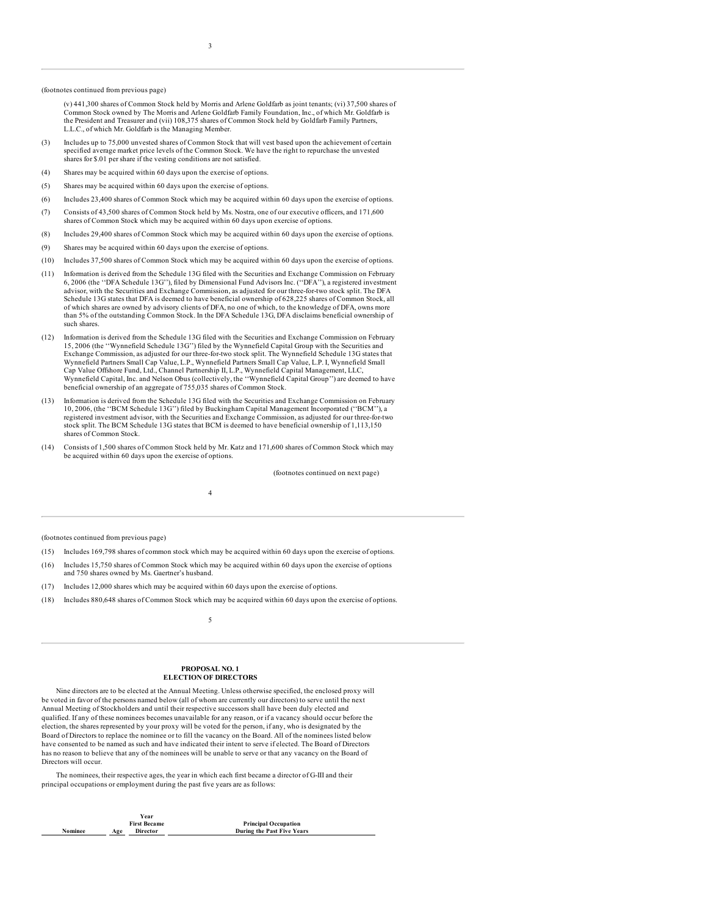(footnotes continued from previous page)

(v) 441,300 shares of Common Stock held by Morris and Arlene Goldfarb as joint tenants; (vi) 37,500 shares of Common Stock owned by The Morris and Arlene Goldfarb Family Foundation, Inc., of which Mr. Goldfarb is the President and Treasurer and (vii) 108,375 shares of Common Stock held by Goldfarb Family Partners, L.L.C., of which Mr. Goldfarb is the Managing Member.

(3) Includes up to 75,000 unvested shares of Common Stock that will vest based upon the achievement of certain specified average market price levels of the Common Stock. We have the right to repurchase the unvested shares for $.01 per share if the vesting conditions are not satisfied.

(4) Shares may be acquired within 60 days upon the exercise of options.

(5) Shares may be acquired within 60 days upon the exercise of options.

(6) Includes 23,400 shares of Common Stock which may be acquired within 60 days upon the exercise of options.

(7) Consists of 43,500 shares of Common Stock held by Ms. Nostra, one of our executive officers, and 171,600 shares of Common Stock which may be acquired within 60 days upon exercise of options.

(8) Includes 29,400 shares of Common Stock which may be acquired within 60 days upon the exercise of options.

(9) Shares may be acquired within 60 days upon the exercise of options.

(10) Includes 37,500 shares of Common Stock which may be acquired within 60 days upon the exercise of options.

(11) Information is derived from the Schedule 13G filed with the Securities and Exchange Commission on February 6, 2006 (the ''DFA Schedule 13G''), filed by Dimensional Fund Advisors Inc. (''DFA''), a registered investment advisor, with the Securities and Exchange Commission, as adjusted for our three-for-two stock split. The DFA Schedule 13G states that DFA is deemed to have beneficial ownership of 628,225 shares of Common Stock, all of which shares are owned by advisory clients of DFA, no one of which, to the knowledge of DFA, owns more than 5% of the outstanding Common Stock. In the DFA Schedule 13G, DFA disclaims beneficial ownership of such shares.

(12) Information is derived from the Schedule 13G filed with the Securities and Exchange Commission on February 15, 2006 (the ''Wynnefield Schedule 13G'') filed by the Wynnefield Capital Group with the Securities and Exchange Commission, as adjusted for our three-for-two stock split. The Wynnefield Schedule 13G states that Wynnefield Partners Small Cap Value, L.P., Wynnefield Partners Small Cap Value, L.P. I, Wynnefield Small Cap Value Offshore Fund, Ltd., Channel Partnership II, L.P., Wynnefield Capital Management, LLC, Wynnefield Capital, Inc. and Nelson Obus (collectively, the ''Wynnefield Capital Group'') are deemed to have beneficial ownership of an aggregate of 755,035 shares of Common Stock.

(13) Information is derived from the Schedule 13G filed with the Securities and Exchange Commission on February 10, 2006, (the ''BCM Schedule 13G'') filed by Buckingham Capital Management Incorporated (''BCM''), a registered investment advisor, with the Securities and Exchange Commission, as adjusted for our three-for-two stock split. The BCM Schedule 13G states that BCM is deemed to have beneficial ownership of 1,113,150 shares of Common Stock.

(14) Consists of 1,500 shares of Common Stock held by Mr. Katz and 171,600 shares of Common Stock which may be acquired within 60 days upon the exercise of options.

(footnotes continued on next page)

(footnotes continued from previous page)

(15) Includes 169,798 shares of common stock which may be acquired within 60 days upon the exercise of options.

(16) Includes 15,750 shares of Common Stock which may be acquired within 60 days upon the exercise of options and 750 shares owned by Ms. Gaertner's husband.

(17) Includes 12,000 shares which may be acquired within 60 days upon the exercise of options.

(18) Includes 880,648 shares of Common Stock which may be acquired within 60 days upon the exercise of options.

## PROPOSAL NO. 1
## ELECTION OF DIRECTORS

Nine directors are to be elected at the Annual Meeting. Unless otherwise specified, the enclosed proxy will be voted in favor of the persons named below (all of whom are currently our directors) to serve until the next Annual Meeting of Stockholders and until their respective successors shall have been duly elected and qualified. If any of these nominees becomes unavailable for any reason, or if a vacancy should occur before the election, the shares represented by your proxy will be voted for the person, if any, who is designated by the Board of Directors to replace the nominee or to fill the vacancy on the Board. All of the nominees listed below have consented to be named as such and have indicated their intent to serve if elected. The Board of Directors has no reason to believe that any of the nominees will be unable to serve or that any vacancy on the Board of Directors will occur.

The nominees, their respective ages, the year in which each first became a director of G-III and their principal occupations or employment during the past five years are as follows:

| Nominee | Age | Year First Became Director | Principal Occupation During the Past Five Years |
|---|---|---|---|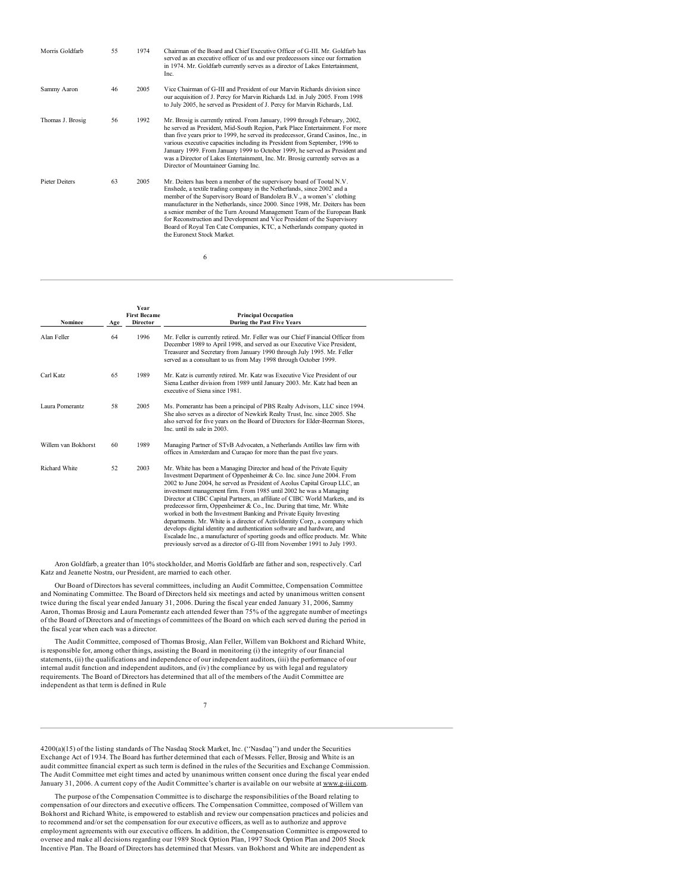| Nominee | Age | Year First Became Director | Principal Occupation During the Past Five Years |
|---|---|---|---|
| Morris Goldfarb | 55 | 1974 | Chairman of the Board and Chief Executive Officer of G-III. Mr. Goldfarb has served as an executive officer of us and our predecessors since our formation in 1974. Mr. Goldfarb currently serves as a director of Lakes Entertainment, Inc. |
| Sammy Aaron | 46 | 2005 | Vice Chairman of G-III and President of our Marvin Richards division since our acquisition of J. Percy for Marvin Richards Ltd. in July 2005. From 1998 to July 2005, he served as President of J. Percy for Marvin Richards, Ltd. |
| Thomas J. Brosig | 56 | 1992 | Mr. Brosig is currently retired. From January, 1999 through February, 2002, he served as President, Mid-South Region, Park Place Entertainment. For more than five years prior to 1999, he served its predecessor, Grand Casinos, Inc., in various executive capacities including its President from September, 1996 to January 1999. From January 1999 to October 1999, he served as President and was a Director of Lakes Entertainment, Inc. Mr. Brosig currently serves as a Director of Mountaineer Gaming Inc. |
| Pieter Deiters | 63 | 2005 | Mr. Deiters has been a member of the supervisory board of Tootal N.V. Enshede, a textile trading company in the Netherlands, since 2002 and a member of the Supervisory Board of Bandolera B.V., a women's' clothing manufacturer in the Netherlands, since 2000. Since 1998, Mr. Deiters has been a senior member of the Turn Around Management Team of the European Bank for Reconstruction and Development and Vice President of the Supervisory Board of Royal Ten Cate Companies, KTC, a Netherlands company quoted in the Euronext Stock Market. |
| Alan Feller | 64 | 1996 | Mr. Feller is currently retired. Mr. Feller was our Chief Financial Officer from December 1989 to April 1998, and served as our Executive Vice President, Treasurer and Secretary from January 1990 through July 1995. Mr. Feller served as a consultant to us from May 1998 through October 1999. |
| Carl Katz | 65 | 1989 | Mr. Katz is currently retired. Mr. Katz was Executive Vice President of our Siena Leather division from 1989 until January 2003. Mr. Katz had been an executive of Siena since 1981. |
| Laura Pomerantz | 58 | 2005 | Ms. Pomerantz has been a principal of PBS Realty Advisors, LLC since 1994. She also serves as a director of Newkirk Realty Trust, Inc. since 2005. She also served for five years on the Board of Directors for Elder-Beerman Stores, Inc. until its sale in 2003. |
| Willem van Bokhorst | 60 | 1989 | Managing Partner of STvB Advocaten, a Netherlands Antilles law firm with offices in Amsterdam and Curaçao for more than the past five years. |
| Richard White | 52 | 2003 | Mr. White has been a Managing Director and head of the Private Equity Investment Department of Oppenheimer & Co. Inc. since June 2004. From 2002 to June 2004, he served as President of Aeolus Capital Group LLC, an investment management firm. From 1985 until 2002 he was a Managing Director at CIBC Capital Partners, an affiliate of CIBC World Markets, and its predecessor firm, Oppenheimer & Co., Inc. During that time, Mr. White worked in both the Investment Banking and Private Equity Investing departments. Mr. White is a director of ActivIdentity Corp., a company which develops digital identity and authentication software and hardware, and Escalade Inc., a manufacturer of sporting goods and office products. Mr. White previously served as a director of G-III from November 1991 to July 1993. |

Aron Goldfarb, a greater than 10% stockholder, and Morris Goldfarb are father and son, respectively. Carl Katz and Jeanette Nostra, our President, are married to each other.

Our Board of Directors has several committees, including an Audit Committee, Compensation Committee and Nominating Committee. The Board of Directors held six meetings and acted by unanimous written consent twice during the fiscal year ended January 31, 2006. During the fiscal year ended January 31, 2006, Sammy Aaron, Thomas Brosig and Laura Pomerantz each attended fewer than 75% of the aggregate number of meetings of the Board of Directors and of meetings of committees of the Board on which each served during the period in the fiscal year when each was a director.

The Audit Committee, composed of Thomas Brosig, Alan Feller, Willem van Bokhorst and Richard White, is responsible for, among other things, assisting the Board in monitoring (i) the integrity of our financial statements, (ii) the qualifications and independence of our independent auditors, (iii) the performance of our internal audit function and independent auditors, and (iv) the compliance by us with legal and regulatory requirements. The Board of Directors has determined that all of the members of the Audit Committee are independent as that term is defined in Rule 4200(a)(15) of the listing standards of The Nasdaq Stock Market, Inc. (''Nasdaq'') and under the Securities Exchange Act of 1934. The Board has further determined that each of Messrs. Feller, Brosig and White is an audit committee financial expert as such term is defined in the rules of the Securities and Exchange Commission. The Audit Committee met eight times and acted by unanimous written consent once during the fiscal year ended January 31, 2006. A current copy of the Audit Committee's charter is available on our website at www.g-iii.com.

The purpose of the Compensation Committee is to discharge the responsibilities of the Board relating to compensation of our directors and executive officers. The Compensation Committee, composed of Willem van Bokhorst and Richard White, is empowered to establish and review our compensation practices and policies and to recommend and/or set the compensation for our executive officers, as well as to authorize and approve employment agreements with our executive officers. In addition, the Compensation Committee is empowered to oversee and make all decisions regarding our 1989 Stock Option Plan, 1997 Stock Option Plan and 2005 Stock Incentive Plan. The Board of Directors has determined that Messrs. van Bokhorst and White are independent as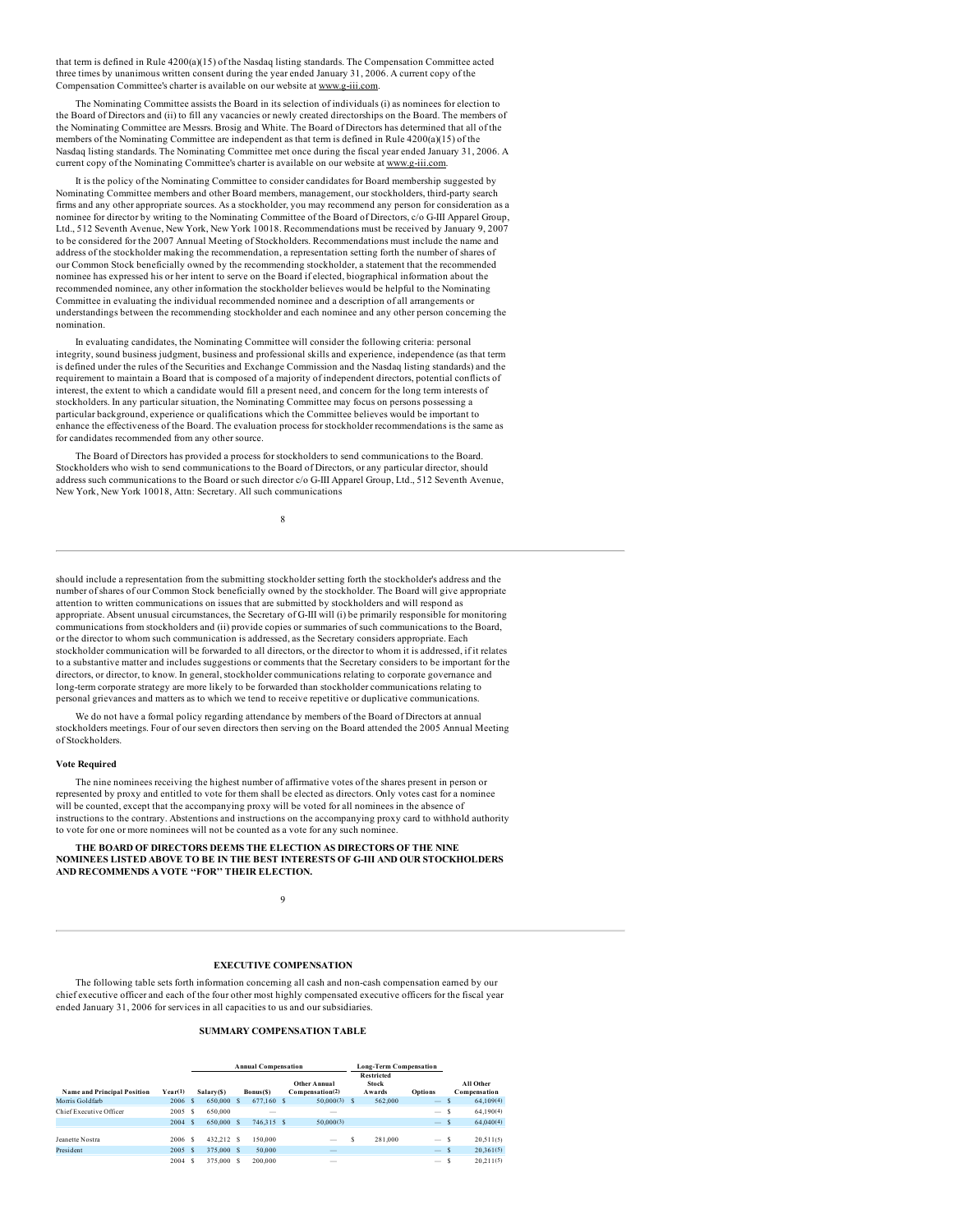that term is defined in Rule 4200(a)(15) of the Nasdaq listing standards. The Compensation Committee acted three times by unanimous written consent during the year ended January 31, 2006. A current copy of the Compensation Committee's charter is available on our website at www.g-iii.com.

The Nominating Committee assists the Board in its selection of individuals (i) as nominees for election to the Board of Directors and (ii) to fill any vacancies or newly created directorships on the Board. The members of the Nominating Committee are Messrs. Brosig and White. The Board of Directors has determined that all of the members of the Nominating Committee are independent as that term is defined in Rule 4200(a)(15) of the Nasdaq listing standards. The Nominating Committee met once during the fiscal year ended January 31, 2006. A current copy of the Nominating Committee's charter is available on our website at www.g-iii.com.

It is the policy of the Nominating Committee to consider candidates for Board membership suggested by Nominating Committee members and other Board members, management, our stockholders, third-party search firms and any other appropriate sources. As a stockholder, you may recommend any person for consideration as a nominee for director by writing to the Nominating Committee of the Board of Directors, c/o G-III Apparel Group, Ltd., 512 Seventh Avenue, New York, New York 10018. Recommendations must be received by January 9, 2007 to be considered for the 2007 Annual Meeting of Stockholders. Recommendations must include the name and address of the stockholder making the recommendation, a representation setting forth the number of shares of our Common Stock beneficially owned by the recommending stockholder, a statement that the recommended nominee has expressed his or her intent to serve on the Board if elected, biographical information about the recommended nominee, any other information the stockholder believes would be helpful to the Nominating Committee in evaluating the individual recommended nominee and a description of all arrangements or understandings between the recommending stockholder and each nominee and any other person concerning the nomination.

In evaluating candidates, the Nominating Committee will consider the following criteria: personal integrity, sound business judgment, business and professional skills and experience, independence (as that term is defined under the rules of the Securities and Exchange Commission and the Nasdaq listing standards) and the requirement to maintain a Board that is composed of a majority of independent directors, potential conflicts of interest, the extent to which a candidate would fill a present need, and concern for the long term interests of stockholders. In any particular situation, the Nominating Committee may focus on persons possessing a particular background, experience or qualifications which the Committee believes would be important to enhance the effectiveness of the Board. The evaluation process for stockholder recommendations is the same as for candidates recommended from any other source.

The Board of Directors has provided a process for stockholders to send communications to the Board. Stockholders who wish to send communications to the Board of Directors, or any particular director, should address such communications to the Board or such director c/o G-III Apparel Group, Ltd., 512 Seventh Avenue, New York, New York 10018, Attn: Secretary. All such communications should include a representation from the submitting stockholder setting forth the stockholder's address and the number of shares of our Common Stock beneficially owned by the stockholder. The Board will give appropriate attention to written communications on issues that are submitted by stockholders and will respond as appropriate. Absent unusual circumstances, the Secretary of G-III will (i) be primarily responsible for monitoring communications from stockholders and (ii) provide copies or summaries of such communications to the Board, or the director to whom such communication is addressed, as the Secretary considers appropriate. Each stockholder communication will be forwarded to all directors, or the director to whom it is addressed, if it relates to a substantive matter and includes suggestions or comments that the Secretary considers to be important for the directors, or director, to know. In general, stockholder communications relating to corporate governance and long-term corporate strategy are more likely to be forwarded than stockholder communications relating to personal grievances and matters as to which we tend to receive repetitive or duplicative communications.

We do not have a formal policy regarding attendance by members of the Board of Directors at annual stockholders meetings. Four of our seven directors then serving on the Board attended the 2005 Annual Meeting of Stockholders.

### Vote Required

The nine nominees receiving the highest number of affirmative votes of the shares present in person or represented by proxy and entitled to vote for them shall be elected as directors. Only votes cast for a nominee will be counted, except that the accompanying proxy will be voted for all nominees in the absence of instructions to the contrary. Abstentions and instructions on the accompanying proxy card to withhold authority to vote for one or more nominees will not be counted as a vote for any such nominee.

**THE BOARD OF DIRECTORS DEEMS THE ELECTION AS DIRECTORS OF THE NINE NOMINEES LISTED ABOVE TO BE IN THE BEST INTERESTS OF G-III AND OUR STOCKHOLDERS AND RECOMMENDS A VOTE "FOR" THEIR ELECTION.**

## EXECUTIVE COMPENSATION

The following table sets forth information concerning all cash and non-cash compensation earned by our chief executive officer and each of the four other most highly compensated executive officers for the fiscal year ended January 31, 2006 for services in all capacities to us and our subsidiaries.

### SUMMARY COMPENSATION TABLE

| | | Annual Compensation | | | Long-Term Compensation | | |
|---|---|---|---|---|---|---|---|
| Name and Principal Position | Year(1) | Salary($) | Bonus($) | Other Annual Compensation(2) | Restricted Stock Awards | Options | All Other Compensation |
| Morris Goldfarb | 2006 | $ 650,000 | $ 677,160 | $ 50,000(3) | $ 562,000 | — | $ 64,109(4) |
| Chief Executive Officer | 2005 | $ 650,000 | — | — | | — | $ 64,190(4) |
| | 2004 | $ 650,000 | $ 746,315 | $ 50,000(3) | | — | $ 64,040(4) |
| Jeanette Nostra | 2006 | $ 432,212 | $ 150,000 | — | $ 281,000 | — | $ 20,511(5) |
| President | 2005 | $ 375,000 | $ 50,000 | — | | — | $ 20,361(5) |
| | 2004 | $ 375,000 | $ 200,000 | — | | — | $ 20,211(5) |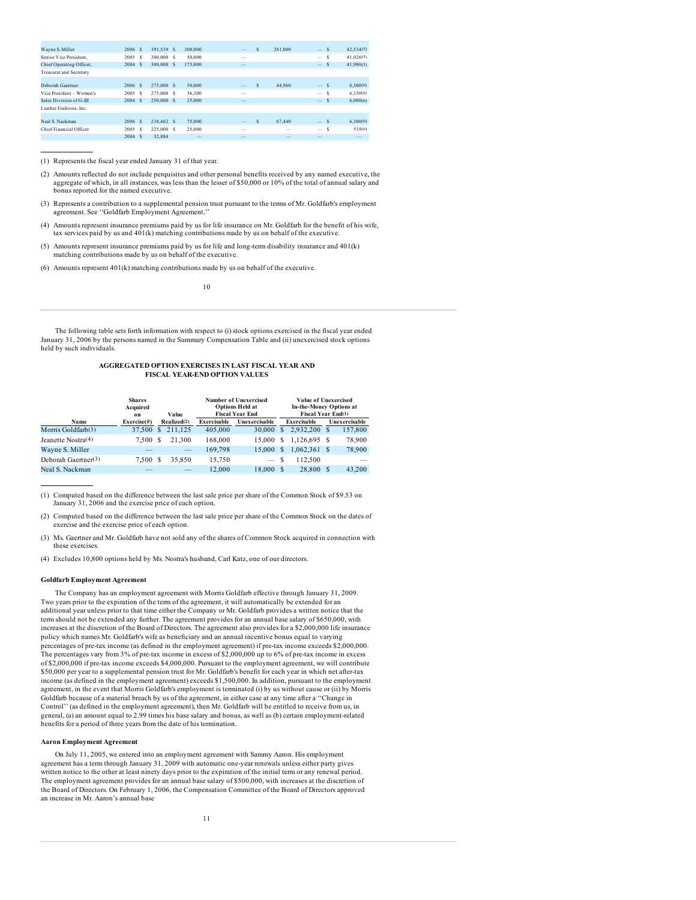| | | | | | | | |
|---|---|---|---|---|---|---|---|
| Wayne S. Miller | 2006 | $ 391,539 | $ 300,000 | — | $ 281,000 | — | $ 42,534(5) |
| Senior Vice President, | 2005 | $ 300,000 | $ 50,000 | — | | — | $ 41,926(5) |
| Chief Operating Officer, | 2004 | $ 300,000 | $ 175,000 | — | | — | $ 41,980(5) |
| Treasurer and Secretary | | | | | | | |
| Deborah Gaertner | 2006 | $ 275,000 | $ 50,000 | — | $ 44,960 | — | $ 6,300(6) |
| Vice President – Women's | 2005 | $ 275,000 | $ 36,300 | — | | — | $ 6,150(6) |
| Sales Division of G-III | 2004 | $ 250,000 | $ 25,000 | — | | — | $ 6,000(6) |
| Leather Fashions, Inc. | | | | | | | |
| Neal S. Nackman | 2006 | $ 238,462 | $ 75,000 | — | $ 67,440 | — | $ 6,300(6) |
| Chief Financial Officer | 2005 | $ 225,000 | $ 25,000 | — | — | — | $ 519(6) |
| | 2004 | $ 32,884 | — | — | — | — | — |

(1) Represents the fiscal year ended January 31 of that year.

(2) Amounts reflected do not include perquisites and other personal benefits received by any named executive, the aggregate of which, in all instances, was less than the lesser of $50,000 or 10% of the total of annual salary and bonus reported for the named executive.

(3) Represents a contribution to a supplemental pension trust pursuant to the terms of Mr. Goldfarb's employment agreement. See ''Goldfarb Employment Agreement.''

(4) Amounts represent insurance premiums paid by us for life insurance on Mr. Goldfarb for the benefit of his wife, tax services paid by us and 401(k) matching contributions made by us on behalf of the executive.

(5) Amounts represent insurance premiums paid by us for life and long-term disability insurance and 401(k) matching contributions made by us on behalf of the executive.

(6) Amounts represent 401(k) matching contributions made by us on behalf of the executive.

The following table sets forth information with respect to (i) stock options exercised in the fiscal year ended January 31, 2006 by the persons named in the Summary Compensation Table and (ii) unexercised stock options held by such individuals.

**AGGREGATED OPTION EXERCISES IN LAST FISCAL YEAR AND FISCAL YEAR-END OPTION VALUES**

| Name | Shares Acquired on Exercise(#) | Value Realized(2) | Number of Unexercised Options Held at Fiscal Year End | | Value of Unexercised In-the-Money Options at Fiscal Year End(1) | |
|---|---|---|---|---|---|---|
| | | | Exercisable | Unexercisable | Exercisable | Unexercisable |
| Morris Goldfarb(3) | 37,500 | $ 211,125 | 405,000 | 30,000 | $ 2,932,200 | $ 157,800 |
| Jeanette Nostra(4) | 7,500 | $ 21,300 | 168,000 | 15,000 | $ 1,126,695 | $ 78,900 |
| Wayne S. Miller | — | — | 169,798 | 15,000 | $ 1,062,361 | $ 78,900 |
| Deborah Gaertner(3) | 7,500 | $ 35,850 | 15,750 | — | $ 112,500 | — |
| Neal S. Nackman | — | — | 12,000 | 18,000 | $ 28,800 | $ 43,200 |

(1) Computed based on the difference between the last sale price per share of the Common Stock of $9.53 on January 31, 2006 and the exercise price of each option.

(2) Computed based on the difference between the last sale price per share of the Common Stock on the dates of exercise and the exercise price of each option.

(3) Ms. Gaertner and Mr. Goldfarb have not sold any of the shares of Common Stock acquired in connection with these exercises.

(4) Excludes 10,800 options held by Ms. Nostra's husband, Carl Katz, one of our directors.

**Goldfarb Employment Agreement**

The Company has an employment agreement with Morris Goldfarb effective through January 31, 2009. Two years prior to the expiration of the term of the agreement, it will automatically be extended for an additional year unless prior to that time either the Company or Mr. Goldfarb provides a written notice that the term should not be extended any further. The agreement provides for an annual base salary of $650,000, with increases at the discretion of the Board of Directors. The agreement also provides for a $2,000,000 life insurance policy which names Mr. Goldfarb's wife as beneficiary and an annual incentive bonus equal to varying percentages of pre-tax income (as defined in the employment agreement) if pre-tax income exceeds $2,000,000. The percentages vary from 3% of pre-tax income in excess of $2,000,000 up to 6% of pre-tax income in excess of $2,000,000 if pre-tax income exceeds $4,000,000. Pursuant to the employment agreement, we will contribute $50,000 per year to a supplemental pension trust for Mr. Goldfarb's benefit for each year in which net after-tax income (as defined in the employment agreement) exceeds $1,500,000. In addition, pursuant to the employment agreement, in the event that Morris Goldfarb's employment is terminated (i) by us without cause or (ii) by Morris Goldfarb because of a material breach by us of the agreement, in either case at any time after a ''Change in Control'' (as defined in the employment agreement), then Mr. Goldfarb will be entitled to receive from us, in general, (a) an amount equal to 2.99 times his base salary and bonus, as well as (b) certain employment-related benefits for a period of three years from the date of his termination.

**Aaron Employment Agreement**

On July 11, 2005, we entered into an employment agreement with Sammy Aaron. His employment agreement has a term through January 31, 2009 with automatic one-year renewals unless either party gives written notice to the other at least ninety days prior to the expiration of the initial term or any renewal period. The employment agreement provides for an annual base salary of $500,000, with increases at the discretion of the Board of Directors. On February 1, 2006, the Compensation Committee of the Board of Directors approved an increase in Mr. Aaron's annual base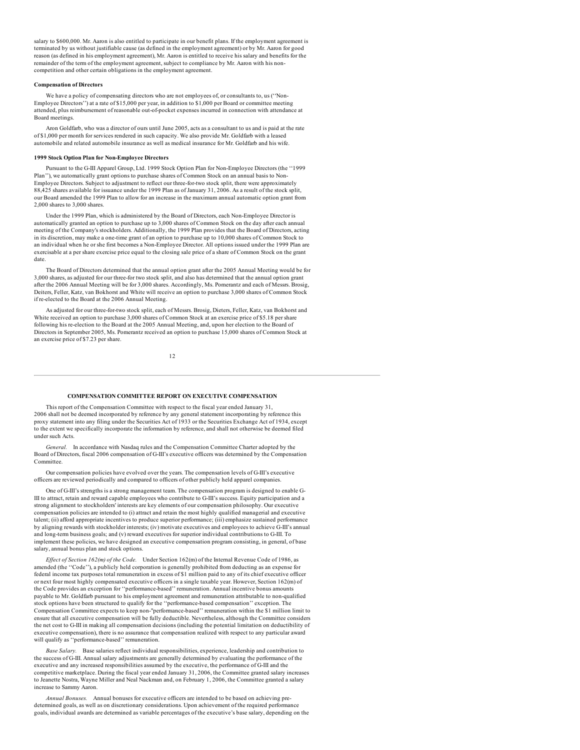salary to $600,000. Mr. Aaron is also entitled to participate in our benefit plans. If the employment agreement is terminated by us without justifiable cause (as defined in the employment agreement) or by Mr. Aaron for good reason (as defined in his employment agreement), Mr. Aaron is entitled to receive his salary and benefits for the remainder of the term of the employment agreement, subject to compliance by Mr. Aaron with his non-competition and other certain obligations in the employment agreement.

**Compensation of Directors**

We have a policy of compensating directors who are not employees of, or consultants to, us (''Non-Employee Directors'') at a rate of $15,000 per year, in addition to $1,000 per Board or committee meeting attended, plus reimbursement of reasonable out-of-pocket expenses incurred in connection with attendance at Board meetings.

Aron Goldfarb, who was a director of ours until June 2005, acts as a consultant to us and is paid at the rate of $1,000 per month for services rendered in such capacity. We also provide Mr. Goldfarb with a leased automobile and related automobile insurance as well as medical insurance for Mr. Goldfarb and his wife.

**1999 Stock Option Plan for Non-Employee Directors**

Pursuant to the G-III Apparel Group, Ltd. 1999 Stock Option Plan for Non-Employee Directors (the ''1999 Plan''), we automatically grant options to purchase shares of Common Stock on an annual basis to Non-Employee Directors. Subject to adjustment to reflect our three-for-two stock split, there were approximately 88,425 shares available for issuance under the 1999 Plan as of January 31, 2006. As a result of the stock split, our Board amended the 1999 Plan to allow for an increase in the maximum annual automatic option grant from 2,000 shares to 3,000 shares.

Under the 1999 Plan, which is administered by the Board of Directors, each Non-Employee Director is automatically granted an option to purchase up to 3,000 shares of Common Stock on the day after each annual meeting of the Company's stockholders. Additionally, the 1999 Plan provides that the Board of Directors, acting in its discretion, may make a one-time grant of an option to purchase up to 10,000 shares of Common Stock to an individual when he or she first becomes a Non-Employee Director. All options issued under the 1999 Plan are exercisable at a per share exercise price equal to the closing sale price of a share of Common Stock on the grant date.

The Board of Directors determined that the annual option grant after the 2005 Annual Meeting would be for 3,000 shares, as adjusted for our three-for two stock split, and also has determined that the annual option grant after the 2006 Annual Meeting will be for 3,000 shares. Accordingly, Ms. Pomerantz and each of Messrs. Brosig, Deiters, Feller, Katz, van Bokhorst and White will receive an option to purchase 3,000 shares of Common Stock if re-elected to the Board at the 2006 Annual Meeting.

As adjusted for our three-for-two stock split, each of Messrs. Brosig, Dieters, Feller, Katz, van Bokhorst and White received an option to purchase 3,000 shares of Common Stock at an exercise price of $5.18 per share following his re-election to the Board at the 2005 Annual Meeting, and, upon her election to the Board of Directors in September 2005, Ms. Pomerantz received an option to purchase 15,000 shares of Common Stock at an exercise price of $7.23 per share.

## COMPENSATION COMMITTEE REPORT ON EXECUTIVE COMPENSATION

This report of the Compensation Committee with respect to the fiscal year ended January 31, 2006 shall not be deemed incorporated by reference by any general statement incorporating by reference this proxy statement into any filing under the Securities Act of 1933 or the Securities Exchange Act of 1934, except to the extent we specifically incorporate the information by reference, and shall not otherwise be deemed filed under such Acts.

*General.* In accordance with Nasdaq rules and the Compensation Committee Charter adopted by the Board of Directors, fiscal 2006 compensation of G-III's executive officers was determined by the Compensation Committee.

Our compensation policies have evolved over the years. The compensation levels of G-III's executive officers are reviewed periodically and compared to officers of other publicly held apparel companies.

One of G-III's strengths is a strong management team. The compensation program is designed to enable G-III to attract, retain and reward capable employees who contribute to G-III's success. Equity participation and a strong alignment to stockholders' interests are key elements of our compensation philosophy. Our executive compensation policies are intended to (i) attract and retain the most highly qualified managerial and executive talent; (ii) afford appropriate incentives to produce superior performance; (iii) emphasize sustained performance by aligning rewards with stockholder interests; (iv) motivate executives and employees to achieve G-III's annual and long-term business goals; and (v) reward executives for superior individual contributions to G-III. To implement these policies, we have designed an executive compensation program consisting, in general, of base salary, annual bonus plan and stock options.

*Effect of Section 162(m) of the Code.* Under Section 162(m) of the Internal Revenue Code of 1986, as amended (the ''Code''), a publicly held corporation is generally prohibited from deducting as an expense for federal income tax purposes total remuneration in excess of $1 million paid to any of its chief executive officer or next four most highly compensated executive officers in a single taxable year. However, Section 162(m) of the Code provides an exception for ''performance-based'' remuneration. Annual incentive bonus amounts payable to Mr. Goldfarb pursuant to his employment agreement and remuneration attributable to non-qualified stock options have been structured to qualify for the ''performance-based compensation'' exception. The Compensation Committee expects to keep non-''performance-based'' remuneration within the $1 million limit to ensure that all executive compensation will be fully deductible. Nevertheless, although the Committee considers the net cost to G-III in making all compensation decisions (including the potential limitation on deductibility of executive compensation), there is no assurance that compensation realized with respect to any particular award will qualify as ''performance-based'' remuneration.

*Base Salary.* Base salaries reflect individual responsibilities, experience, leadership and contribution to the success of G-III. Annual salary adjustments are generally determined by evaluating the performance of the executive and any increased responsibilities assumed by the executive, the performance of G-III and the competitive marketplace. During the fiscal year ended January 31, 2006, the Committee granted salary increases to Jeanette Nostra, Wayne Miller and Neal Nackman and, on February 1, 2006, the Committee granted a salary increase to Sammy Aaron.

*Annual Bonuses.* Annual bonuses for executive officers are intended to be based on achieving pre-determined goals, as well as on discretionary considerations. Upon achievement of the required performance goals, individual awards are determined as variable percentages of the executive's base salary, depending on the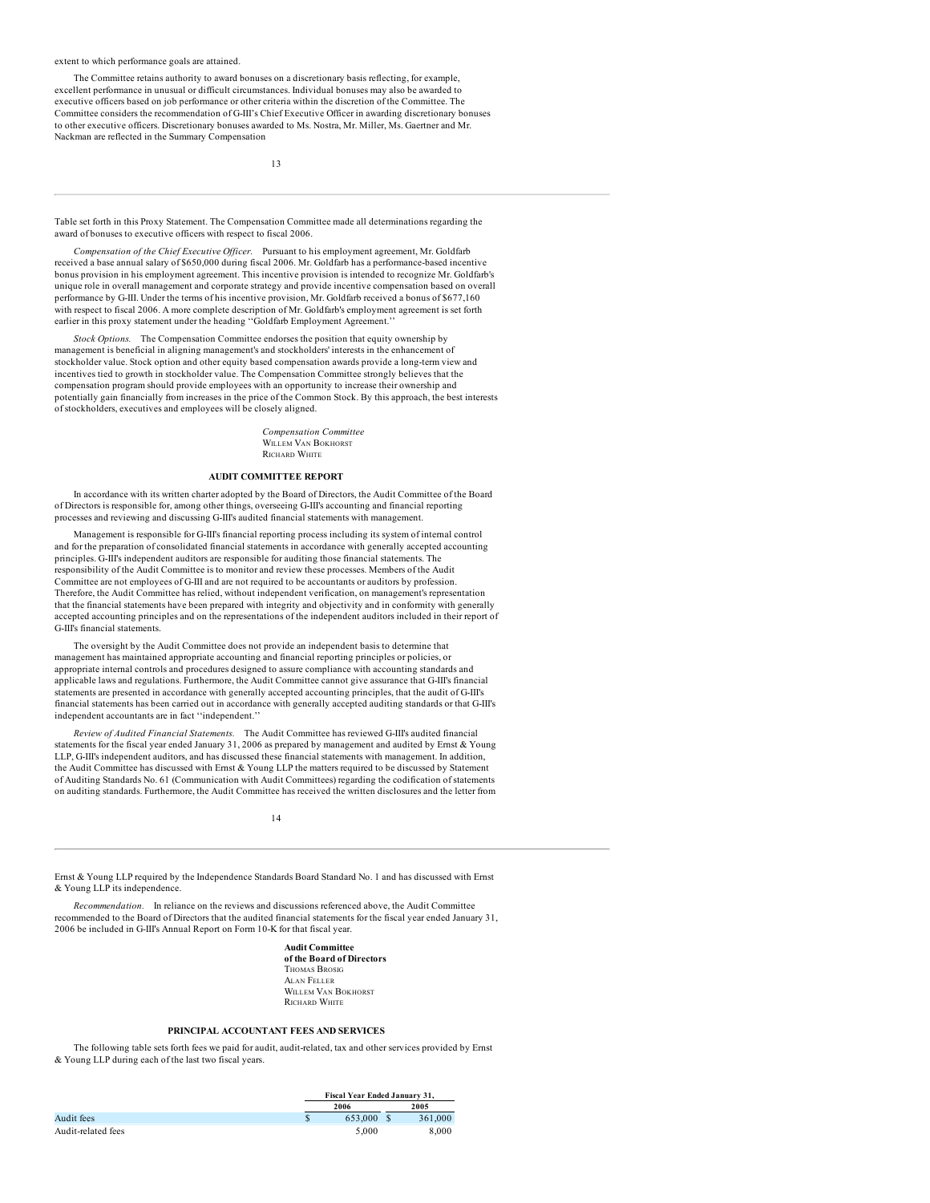extent to which performance goals are attained.

The Committee retains authority to award bonuses on a discretionary basis reflecting, for example, excellent performance in unusual or difficult circumstances. Individual bonuses may also be awarded to executive officers based on job performance or other criteria within the discretion of the Committee. The Committee considers the recommendation of G-III's Chief Executive Officer in awarding discretionary bonuses to other executive officers. Discretionary bonuses awarded to Ms. Nostra, Mr. Miller, Ms. Gaertner and Mr. Nackman are reflected in the Summary Compensation Table set forth in this Proxy Statement. The Compensation Committee made all determinations regarding the award of bonuses to executive officers with respect to fiscal 2006.

*Compensation of the Chief Executive Officer.* Pursuant to his employment agreement, Mr. Goldfarb received a base annual salary of $650,000 during fiscal 2006. Mr. Goldfarb has a performance-based incentive bonus provision in his employment agreement. This incentive provision is intended to recognize Mr. Goldfarb's unique role in overall management and corporate strategy and provide incentive compensation based on overall performance by G-III. Under the terms of his incentive provision, Mr. Goldfarb received a bonus of $677,160 with respect to fiscal 2006. A more complete description of Mr. Goldfarb's employment agreement is set forth earlier in this proxy statement under the heading ''Goldfarb Employment Agreement.''

*Stock Options.* The Compensation Committee endorses the position that equity ownership by management is beneficial in aligning management's and stockholders' interests in the enhancement of stockholder value. Stock option and other equity based compensation awards provide a long-term view and incentives tied to growth in stockholder value. The Compensation Committee strongly believes that the compensation program should provide employees with an opportunity to increase their ownership and potentially gain financially from increases in the price of the Common Stock. By this approach, the best interests of stockholders, executives and employees will be closely aligned.

*Compensation Committee*
WILLEM VAN BOKHORST
RICHARD WHITE

## AUDIT COMMITTEE REPORT

In accordance with its written charter adopted by the Board of Directors, the Audit Committee of the Board of Directors is responsible for, among other things, overseeing G-III's accounting and financial reporting processes and reviewing and discussing G-III's audited financial statements with management.

Management is responsible for G-III's financial reporting process including its system of internal control and for the preparation of consolidated financial statements in accordance with generally accepted accounting principles. G-III's independent auditors are responsible for auditing those financial statements. The responsibility of the Audit Committee is to monitor and review these processes. Members of the Audit Committee are not employees of G-III and are not required to be accountants or auditors by profession. Therefore, the Audit Committee has relied, without independent verification, on management's representation that the financial statements have been prepared with integrity and objectivity and in conformity with generally accepted accounting principles and on the representations of the independent auditors included in their report of G-III's financial statements.

The oversight by the Audit Committee does not provide an independent basis to determine that management has maintained appropriate accounting and financial reporting principles or policies, or appropriate internal controls and procedures designed to assure compliance with accounting standards and applicable laws and regulations. Furthermore, the Audit Committee cannot give assurance that G-III's financial statements are presented in accordance with generally accepted accounting principles, that the audit of G-III's financial statements has been carried out in accordance with generally accepted auditing standards or that G-III's independent accountants are in fact ''independent.''

*Review of Audited Financial Statements.* The Audit Committee has reviewed G-III's audited financial statements for the fiscal year ended January 31, 2006 as prepared by management and audited by Ernst & Young LLP, G-III's independent auditors, and has discussed these financial statements with management. In addition, the Audit Committee has discussed with Ernst & Young LLP the matters required to be discussed by Statement of Auditing Standards No. 61 (Communication with Audit Committees) regarding the codification of statements on auditing standards. Furthermore, the Audit Committee has received the written disclosures and the letter from Ernst & Young LLP required by the Independence Standards Board Standard No. 1 and has discussed with Ernst & Young LLP its independence.

*Recommendation.* In reliance on the reviews and discussions referenced above, the Audit Committee recommended to the Board of Directors that the audited financial statements for the fiscal year ended January 31, 2006 be included in G-III's Annual Report on Form 10-K for that fiscal year.

**Audit Committee of the Board of Directors**
THOMAS BROSIG
ALAN FELLER
WILLEM VAN BOKHORST
RICHARD WHITE

## PRINCIPAL ACCOUNTANT FEES AND SERVICES

The following table sets forth fees we paid for audit, audit-related, tax and other services provided by Ernst & Young LLP during each of the last two fiscal years.

| | Fiscal Year Ended January 31, | |
|---|---|---|
| | 2006 | 2005 |
| Audit fees | $ 653,000 | $ 361,000 |
| Audit-related fees | 5,000 | 8,000 |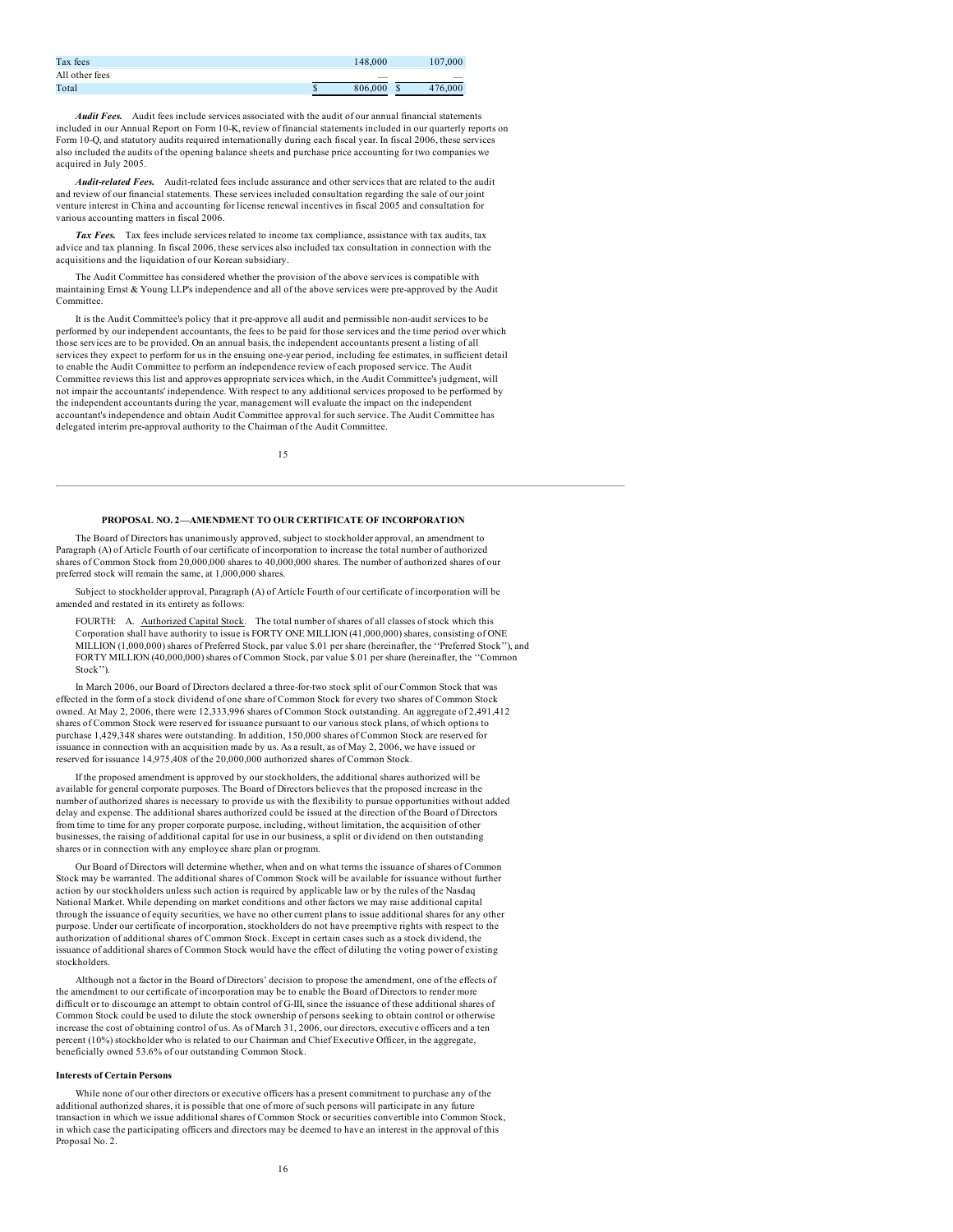| | | |
|---|---|---|
| Tax fees | 148,000 | 107,000 |
| All other fees | — | — |
| Total | $ 806,000 | $ 476,000 |

***Audit Fees.*** Audit fees include services associated with the audit of our annual financial statements included in our Annual Report on Form 10-K, review of financial statements included in our quarterly reports on Form 10-Q, and statutory audits required internationally during each fiscal year. In fiscal 2006, these services also included the audits of the opening balance sheets and purchase price accounting for two companies we acquired in July 2005.

***Audit-related Fees.*** Audit-related fees include assurance and other services that are related to the audit and review of our financial statements. These services included consultation regarding the sale of our joint venture interest in China and accounting for license renewal incentives in fiscal 2005 and consultation for various accounting matters in fiscal 2006.

***Tax Fees.*** Tax fees include services related to income tax compliance, assistance with tax audits, tax advice and tax planning. In fiscal 2006, these services also included tax consultation in connection with the acquisitions and the liquidation of our Korean subsidiary.

The Audit Committee has considered whether the provision of the above services is compatible with maintaining Ernst & Young LLP's independence and all of the above services were pre-approved by the Audit Committee.

It is the Audit Committee's policy that it pre-approve all audit and permissible non-audit services to be performed by our independent accountants, the fees to be paid for those services and the time period over which those services are to be provided. On an annual basis, the independent accountants present a listing of all services they expect to perform for us in the ensuing one-year period, including fee estimates, in sufficient detail to enable the Audit Committee to perform an independence review of each proposed service. The Audit Committee reviews this list and approves appropriate services which, in the Audit Committee's judgment, will not impair the accountants' independence. With respect to any additional services proposed to be performed by the independent accountants during the year, management will evaluate the impact on the independent accountant's independence and obtain Audit Committee approval for such service. The Audit Committee has delegated interim pre-approval authority to the Chairman of the Audit Committee.

## PROPOSAL NO. 2—AMENDMENT TO OUR CERTIFICATE OF INCORPORATION

The Board of Directors has unanimously approved, subject to stockholder approval, an amendment to Paragraph (A) of Article Fourth of our certificate of incorporation to increase the total number of authorized shares of Common Stock from 20,000,000 shares to 40,000,000 shares. The number of authorized shares of our preferred stock will remain the same, at 1,000,000 shares.

Subject to stockholder approval, Paragraph (A) of Article Fourth of our certificate of incorporation will be amended and restated in its entirety as follows:

> FOURTH: A. Authorized Capital Stock. The total number of shares of all classes of stock which this Corporation shall have authority to issue is FORTY ONE MILLION (41,000,000) shares, consisting of ONE MILLION (1,000,000) shares of Preferred Stock, par value $.01 per share (hereinafter, the ''Preferred Stock''), and FORTY MILLION (40,000,000) shares of Common Stock, par value $.01 per share (hereinafter, the ''Common Stock'').

In March 2006, our Board of Directors declared a three-for-two stock split of our Common Stock that was effected in the form of a stock dividend of one share of Common Stock for every two shares of Common Stock owned. At May 2, 2006, there were 12,333,996 shares of Common Stock outstanding. An aggregate of 2,491,412 shares of Common Stock were reserved for issuance pursuant to our various stock plans, of which options to purchase 1,429,348 shares were outstanding. In addition, 150,000 shares of Common Stock are reserved for issuance in connection with an acquisition made by us. As a result, as of May 2, 2006, we have issued or reserved for issuance 14,975,408 of the 20,000,000 authorized shares of Common Stock.

If the proposed amendment is approved by our stockholders, the additional shares authorized will be available for general corporate purposes. The Board of Directors believes that the proposed increase in the number of authorized shares is necessary to provide us with the flexibility to pursue opportunities without added delay and expense. The additional shares authorized could be issued at the direction of the Board of Directors from time to time for any proper corporate purpose, including, without limitation, the acquisition of other businesses, the raising of additional capital for use in our business, a split or dividend on then outstanding shares or in connection with any employee share plan or program.

Our Board of Directors will determine whether, when and on what terms the issuance of shares of Common Stock may be warranted. The additional shares of Common Stock will be available for issuance without further action by our stockholders unless such action is required by applicable law or by the rules of the Nasdaq National Market. While depending on market conditions and other factors we may raise additional capital through the issuance of equity securities, we have no other current plans to issue additional shares for any other purpose. Under our certificate of incorporation, stockholders do not have preemptive rights with respect to the authorization of additional shares of Common Stock. Except in certain cases such as a stock dividend, the issuance of additional shares of Common Stock would have the effect of diluting the voting power of existing stockholders.

Although not a factor in the Board of Directors' decision to propose the amendment, one of the effects of the amendment to our certificate of incorporation may be to enable the Board of Directors to render more difficult or to discourage an attempt to obtain control of G-III, since the issuance of these additional shares of Common Stock could be used to dilute the stock ownership of persons seeking to obtain control or otherwise increase the cost of obtaining control of us. As of March 31, 2006, our directors, executive officers and a ten percent (10%) stockholder who is related to our Chairman and Chief Executive Officer, in the aggregate, beneficially owned 53.6% of our outstanding Common Stock.

### Interests of Certain Persons

While none of our other directors or executive officers has a present commitment to purchase any of the additional authorized shares, it is possible that one of more of such persons will participate in any future transaction in which we issue additional shares of Common Stock or securities convertible into Common Stock, in which case the participating officers and directors may be deemed to have an interest in the approval of this Proposal No. 2.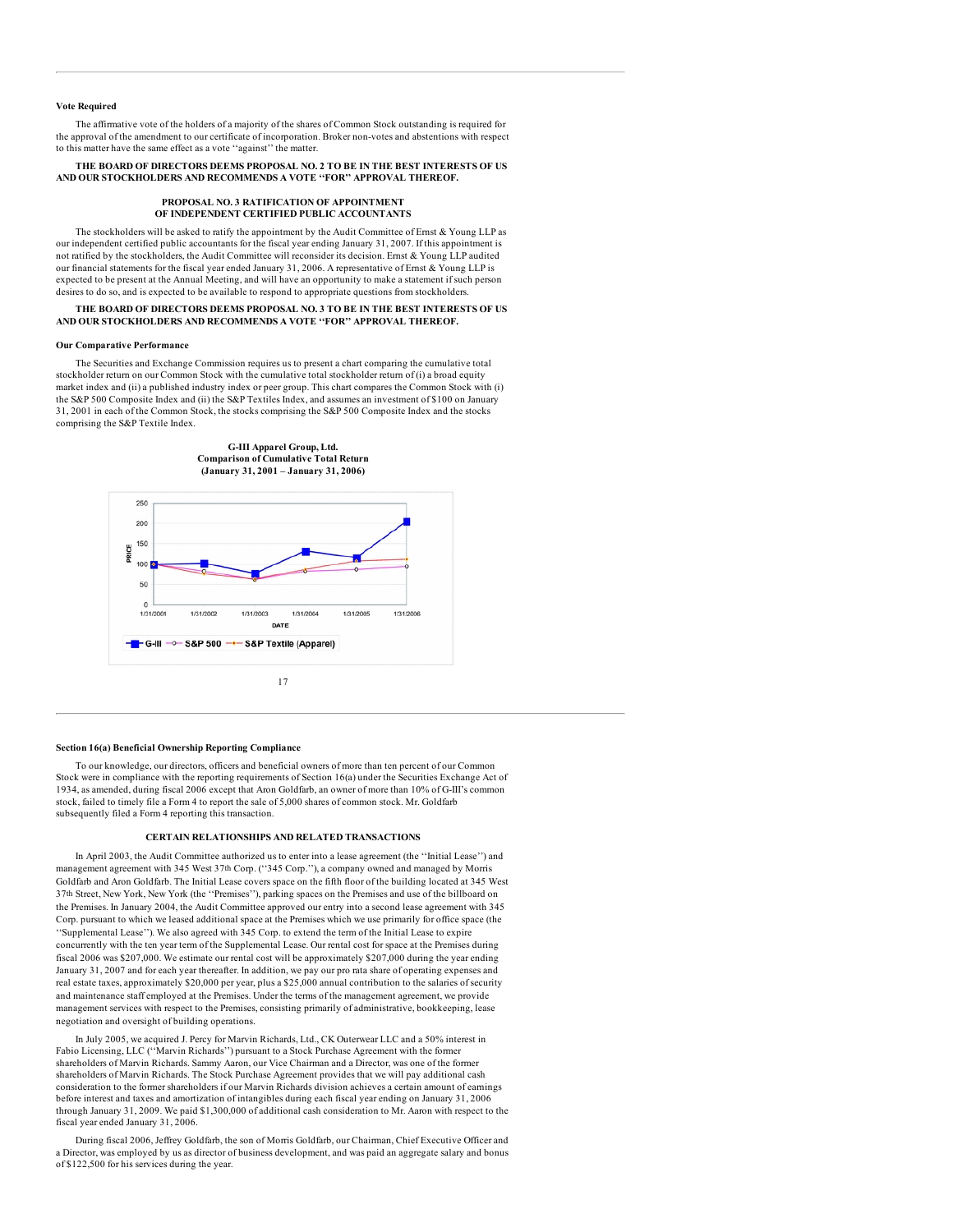### Vote Required

The affirmative vote of the holders of a majority of the shares of Common Stock outstanding is required for the approval of the amendment to our certificate of incorporation. Broker non-votes and abstentions with respect to this matter have the same effect as a vote ''against'' the matter.

**THE BOARD OF DIRECTORS DEEMS PROPOSAL NO. 2 TO BE IN THE BEST INTERESTS OF US AND OUR STOCKHOLDERS AND RECOMMENDS A VOTE ''FOR'' APPROVAL THEREOF.**

## PROPOSAL NO. 3 RATIFICATION OF APPOINTMENT OF INDEPENDENT CERTIFIED PUBLIC ACCOUNTANTS

The stockholders will be asked to ratify the appointment by the Audit Committee of Ernst & Young LLP as our independent certified public accountants for the fiscal year ending January 31, 2007. If this appointment is not ratified by the stockholders, the Audit Committee will reconsider its decision. Ernst & Young LLP audited our financial statements for the fiscal year ended January 31, 2006. A representative of Ernst & Young LLP is expected to be present at the Annual Meeting, and will have an opportunity to make a statement if such person desires to do so, and is expected to be available to respond to appropriate questions from stockholders.

**THE BOARD OF DIRECTORS DEEMS PROPOSAL NO. 3 TO BE IN THE BEST INTERESTS OF US AND OUR STOCKHOLDERS AND RECOMMENDS A VOTE ''FOR'' APPROVAL THEREOF.**

### Our Comparative Performance

The Securities and Exchange Commission requires us to present a chart comparing the cumulative total stockholder return on our Common Stock with the cumulative total stockholder return of (i) a broad equity market index and (ii) a published industry index or peer group. This chart compares the Common Stock with (i) the S&P 500 Composite Index and (ii) the S&P Textiles Index, and assumes an investment of $100 on January 31, 2001 in each of the Common Stock, the stocks comprising the S&P 500 Composite Index and the stocks comprising the S&P Textile Index.

**G-III Apparel Group, Ltd.**
**Comparison of Cumulative Total Return**
**(January 31, 2001 – January 31, 2006)**

PRICE: 250, 200, 150, 100, 50, 0

DATE: 1/31/2001, 1/31/2002, 1/31/2003, 1/31/2004, 1/31/2005, 1/31/2006

G-III — S&P 500 — S&P Textile (Apparel)

### Section 16(a) Beneficial Ownership Reporting Compliance

To our knowledge, our directors, officers and beneficial owners of more than ten percent of our Common Stock were in compliance with the reporting requirements of Section 16(a) under the Securities Exchange Act of 1934, as amended, during fiscal 2006 except that Aron Goldfarb, an owner of more than 10% of G-III's common stock, failed to timely file a Form 4 to report the sale of 5,000 shares of common stock. Mr. Goldfarb subsequently filed a Form 4 reporting this transaction.

## CERTAIN RELATIONSHIPS AND RELATED TRANSACTIONS

In April 2003, the Audit Committee authorized us to enter into a lease agreement (the ''Initial Lease'') and management agreement with 345 West 37th Corp. (''345 Corp.''), a company owned and managed by Morris Goldfarb and Aron Goldfarb. The Initial Lease covers space on the fifth floor of the building located at 345 West 37th Street, New York, New York (the ''Premises''), parking spaces on the Premises and use of the billboard on the Premises. In January 2004, the Audit Committee approved our entry into a second lease agreement with 345 Corp. pursuant to which we leased additional space at the Premises which we use primarily for office space (the ''Supplemental Lease''). We also agreed with 345 Corp. to extend the term of the Initial Lease to expire concurrently with the ten year term of the Supplemental Lease. Our rental cost for space at the Premises during fiscal 2006 was $207,000. We estimate our rental cost will be approximately $207,000 during the year ending January 31, 2007 and for each year thereafter. In addition, we pay our pro rata share of operating expenses and real estate taxes, approximately $20,000 per year, plus a $25,000 annual contribution to the salaries of security and maintenance staff employed at the Premises. Under the terms of the management agreement, we provide management services with respect to the Premises, consisting primarily of administrative, bookkeeping, lease negotiation and oversight of building operations.

In July 2005, we acquired J. Percy for Marvin Richards, Ltd., CK Outerwear LLC and a 50% interest in Fabio Licensing, LLC (''Marvin Richards'') pursuant to a Stock Purchase Agreement with the former shareholders of Marvin Richards. Sammy Aaron, our Vice Chairman and a Director, was one of the former shareholders of Marvin Richards. The Stock Purchase Agreement provides that we will pay additional cash consideration to the former shareholders if our Marvin Richards division achieves a certain amount of earnings before interest and taxes and amortization of intangibles during each fiscal year ending on January 31, 2006 through January 31, 2009. We paid $1,300,000 of additional cash consideration to Mr. Aaron with respect to the fiscal year ended January 31, 2006.

During fiscal 2006, Jeffrey Goldfarb, the son of Morris Goldfarb, our Chairman, Chief Executive Officer and a Director, was employed by us as director of business development, and was paid an aggregate salary and bonus of $122,500 for his services during the year.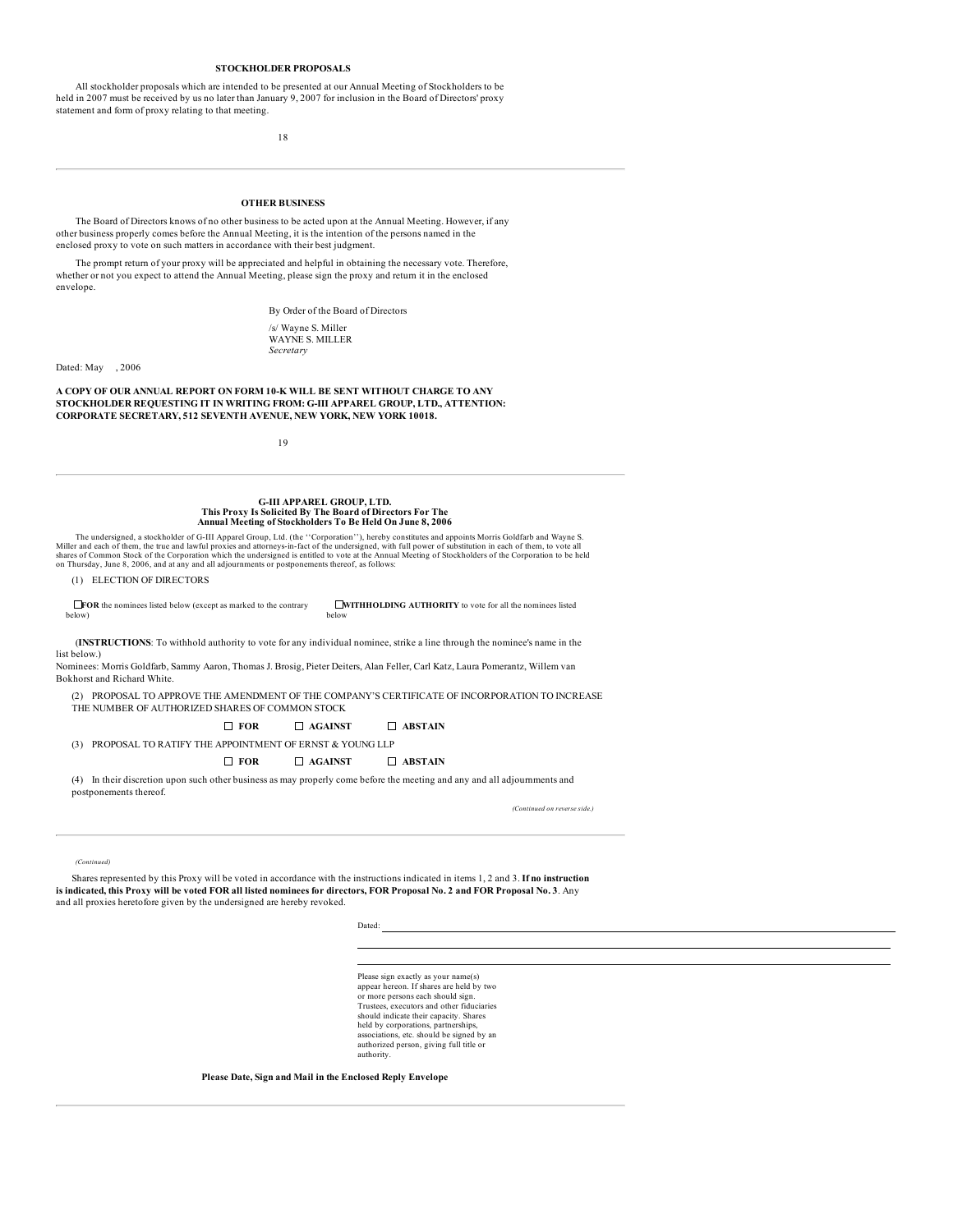## STOCKHOLDER PROPOSALS

All stockholder proposals which are intended to be presented at our Annual Meeting of Stockholders to be held in 2007 must be received by us no later than January 9, 2007 for inclusion in the Board of Directors' proxy statement and form of proxy relating to that meeting.

## OTHER BUSINESS

The Board of Directors knows of no other business to be acted upon at the Annual Meeting. However, if any other business properly comes before the Annual Meeting, it is the intention of the persons named in the enclosed proxy to vote on such matters in accordance with their best judgment.

The prompt return of your proxy will be appreciated and helpful in obtaining the necessary vote. Therefore, whether or not you expect to attend the Annual Meeting, please sign the proxy and return it in the enclosed envelope.

By Order of the Board of Directors

/s/ Wayne S. Miller
WAYNE S. MILLER
*Secretary*

Dated: May , 2006

**A COPY OF OUR ANNUAL REPORT ON FORM 10-K WILL BE SENT WITHOUT CHARGE TO ANY STOCKHOLDER REQUESTING IT IN WRITING FROM: G-III APPAREL GROUP, LTD., ATTENTION: CORPORATE SECRETARY, 512 SEVENTH AVENUE, NEW YORK, NEW YORK 10018.**

**G-III APPAREL GROUP, LTD.**
**This Proxy Is Solicited By The Board of Directors For The Annual Meeting of Stockholders To Be Held On June 8, 2006**

The undersigned, a stockholder of G-III Apparel Group, Ltd. (the ''Corporation''), hereby constitutes and appoints Morris Goldfarb and Wayne S. Miller and each of them, the true and lawful proxies and attorneys-in-fact of the undersigned, with full power of substitution in each of them, to vote all shares of Common Stock of the Corporation which the undersigned is entitled to vote at the Annual Meeting of Stockholders of the Corporation to be held on Thursday, June 8, 2006, and at any and all adjournments or postponements thereof, as follows:

(1) ELECTION OF DIRECTORS

☐ **FOR** the nominees listed below (except as marked to the contrary below)      ☐ **WITHHOLDING AUTHORITY** to vote for all the nominees listed below

(**INSTRUCTIONS**: To withhold authority to vote for any individual nominee, strike a line through the nominee's name in the list below.)
Nominees: Morris Goldfarb, Sammy Aaron, Thomas J. Brosig, Pieter Deiters, Alan Feller, Carl Katz, Laura Pomerantz, Willem van Bokhorst and Richard White.

(2) PROPOSAL TO APPROVE THE AMENDMENT OF THE COMPANY'S CERTIFICATE OF INCORPORATION TO INCREASE THE NUMBER OF AUTHORIZED SHARES OF COMMON STOCK

☐ **FOR**      ☐ **AGAINST**      ☐ **ABSTAIN**

(3) PROPOSAL TO RATIFY THE APPOINTMENT OF ERNST & YOUNG LLP

☐ **FOR**      ☐ **AGAINST**      ☐ **ABSTAIN**

(4) In their discretion upon such other business as may properly come before the meeting and any and all adjournments and postponements thereof.

*(Continued on reverse side.)*

*(Continued)*

Shares represented by this Proxy will be voted in accordance with the instructions indicated in items 1, 2 and 3. **If no instruction is indicated, this Proxy will be voted FOR all listed nominees for directors, FOR Proposal No. 2 and FOR Proposal No. 3**. Any and all proxies heretofore given by the undersigned are hereby revoked.

Dated: ______________________

______________________

______________________

Please sign exactly as your name(s) appear hereon. If shares are held by two or more persons each should sign. Trustees, executors and other fiduciaries should indicate their capacity. Shares held by corporations, partnerships, associations, etc. should be signed by an authorized person, giving full title or authority.

**Please Date, Sign and Mail in the Enclosed Reply Envelope**